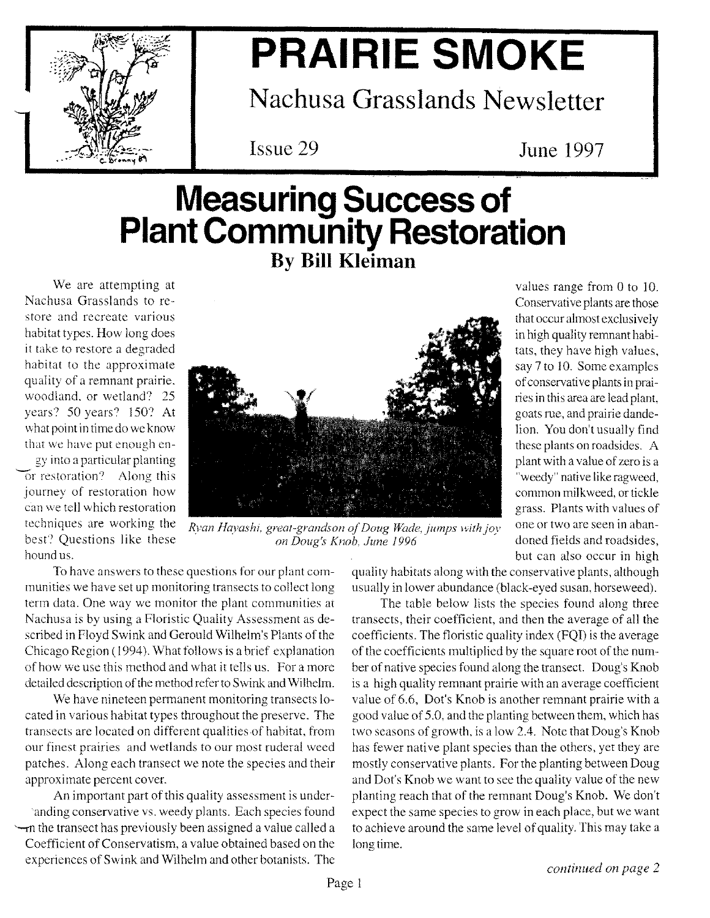# PRAIRIE SMOKE

## Nachusa Grasslands Newsletter

Issue 29 June 1997

# Measuring Success of Plant Community Restoration

**By Bill Kleiman**

We are attempting at Nachusa Grasslands to restore and recreate various habitat types. How long does it take to restore a degraded habitat to the approximate quality of a remnant prairie, woodland, or wetland? 25 years? 50 years? 150? At what point in time do we know that we have put enough energy into a particular planting or restoration? Along this journey of restoration how can we tell which restoration techniques are working the best? Questions like these hound us.

*Ryan Hayashi, great-grandson of Doug Wade, jumps with joy on Doug's Knob, June 1996*

To have answers to these questions for our plant communities we have set up monitoring transects to collect long term data. One way we monitor the plant communities at Nachusa is by using a Floristic Quality Assessment as described in Floyd Swink and Gerould Wilhelm's Plants of the Chicago Region (1994). What follows is a brief explanation of how we use this method and what it tells us. For a more detailed description of the method refer to Swink and Wilhelm.

We have nineteen permanent monitoring transects located in various habitat types throughout the preserve. The transects are located on different qualities of habitat, from our finest prairies and wetlands to our most ruderal weed patches. Along each transect we note the species and their approximate percent cover.

An important part of this quality assessment is understanding conservative vs. weedy plants. Each species found on the transect has previously been assigned a value called a Coefficient of Conservatism, a value obtained based on the experiences of Swink and Wilhelm and other botanists. The values range from 0 to 10. Conservative plants are those that occur almost exclusively in high quality remnant habitats, they have high values, say 7 to 10. Some examples of conservative plants in prairies in this area are lead plant, goats rue, and prairie dandelion. You don't usually find these plants on roadsides. A plant with a value of zero is a "weedy" native like ragweed, common milkweed, or tickle grass. Plants with values of one or two are seen in abandoned fields and roadsides, but can also occur in high quality habitats along with the conservative plants, although usually in lower abundance (black-eyed susan, horseweed).

The table below lists the species found along three transects, their coefficient, and then the average of all the coefficients. The floristic quality index (FQI) is the average of the coefficients multiplied by the square root of the number of native species found along the transect. Doug's Knob is a high quality remnant prairie with an average coefficient value of 6.6, Dot's Knob is another remnant prairie with a good value of 5.0, and the planting between them, which has two seasons of growth, is a low 2.4. Note that Doug's Knob has fewer native plant species than the others, yet they are mostly conservative plants. For the planting between Doug and Dot's Knob we want to see the quality value of the new planting reach that of the remnant Doug's Knob. We don't expect the same species to grow in each place, but we want to achieve around the same level of quality. This may take a long time.

*continued on page 2*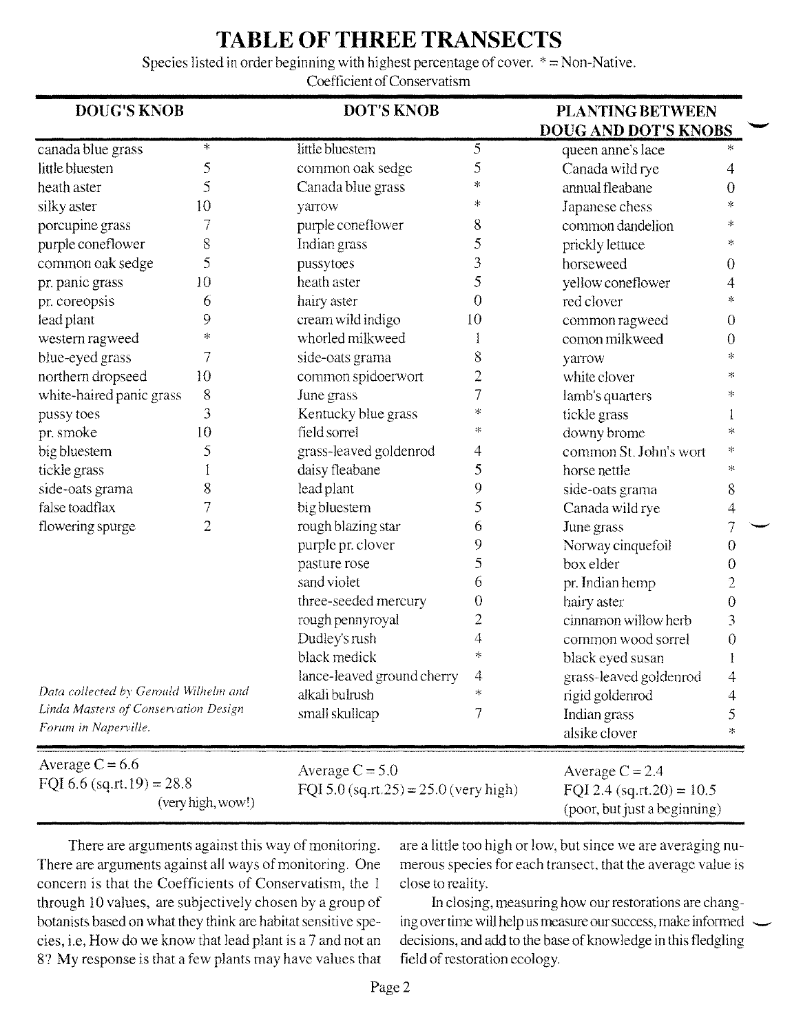# TABLE OF THREE TRANSECTS

Species listed in order beginning with highest percentage of cover. * = Non-Native.
Coefficient of Conservatism

| DOUG'S KNOB | | DOT'S KNOB | | PLANTING BETWEEN DOUG AND DOT'S KNOBS | |
|---|---|---|---|---|---|
| canada blue grass | * | little bluestem | 5 | queen anne's lace | * |
| little bluesten | 5 | common oak sedge | 5 | Canada wild rye | 4 |
| heath aster | 5 | Canada blue grass | * | annual fleabane | 0 |
| silky aster | 10 | yarrow | * | Japanese chess | * |
| porcupine grass | 7 | purple coneflower | 8 | common dandelion | * |
| purple coneflower | 8 | Indian grass | 5 | prickly lettuce | * |
| common oak sedge | 5 | pussytoes | 3 | horseweed | 0 |
| pr. panic grass | 10 | heath aster | 5 | yellow coneflower | 4 |
| pr. coreopsis | 6 | hairy aster | 0 | red clover | * |
| lead plant | 9 | cream wild indigo | 10 | common ragweed | 0 |
| western ragweed | * | whorled milkweed | 1 | comon milkweed | 0 |
| blue-eyed grass | 7 | side-oats grama | 8 | yarrow | * |
| northern dropseed | 10 | common spidoerwort | 2 | white clover | * |
| white-haired panic grass | 8 | June grass | 7 | lamb's quarters | * |
| pussy toes | 3 | Kentucky blue grass | * | tickle grass | 1 |
| pr. smoke | 10 | field sorrel | * | downy brome | * |
| big bluestem | 5 | grass-leaved goldenrod | 4 | common St. John's wort | * |
| tickle grass | 1 | daisy fleabane | 5 | horse nettle | * |
| side-oats grama | 8 | lead plant | 9 | side-oats grama | 8 |
| false toadflax | 7 | big bluestem | 5 | Canada wild rye | 4 |
| flowering spurge | 2 | rough blazing star | 6 | June grass | 7 |
| | | purple pr. clover | 9 | Norway cinquefoil | 0 |
| | | pasture rose | 5 | box elder | 0 |
| | | sand violet | 6 | pr. Indian hemp | 2 |
| | | three-seeded mercury | 0 | hairy aster | 0 |
| | | rough pennyroyal | 2 | cinnamon willow herb | 3 |
| | | Dudley's rush | 4 | common wood sorrel | 0 |
| | | black medick | * | black eyed susan | 1 |
| | | lance-leaved ground cherry | 4 | grass-leaved goldenrod | 4 |
| | | alkali bulrush | * | rigid goldenrod | 4 |
| | | small skullcap | 7 | Indian grass | 5 |
| | | | | alsike clover | * |
| Average C = 6.6<br>FQI 6.6 (sq.rt.19) = 28.8<br>(very high, wow!) | | Average C = 5.0<br>FQI 5.0 (sq.rt.25) = 25.0 (very high) | | Average C = 2.4<br>FQI 2.4 (sq.rt.20) = 10.5<br>(poor, but just a beginning) | |

*Data collected by Gerould Wilhelm and Linda Masters of Conservation Design Forum in Naperville.*

There are arguments against this way of monitoring. There are arguments against all ways of monitoring. One concern is that the Coefficients of Conservatism, the 1 through 10 values, are subjectively chosen by a group of botanists based on what they think are habitat sensitive species, i.e, How do we know that lead plant is a 7 and not an 8? My response is that a few plants may have values that are a little too high or low, but since we are averaging numerous species for each transect, that the average value is close to reality.

In closing, measuring how our restorations are changing over time will help us measure our success, make informed decisions, and add to the base of knowledge in this fledgling field of restoration ecology.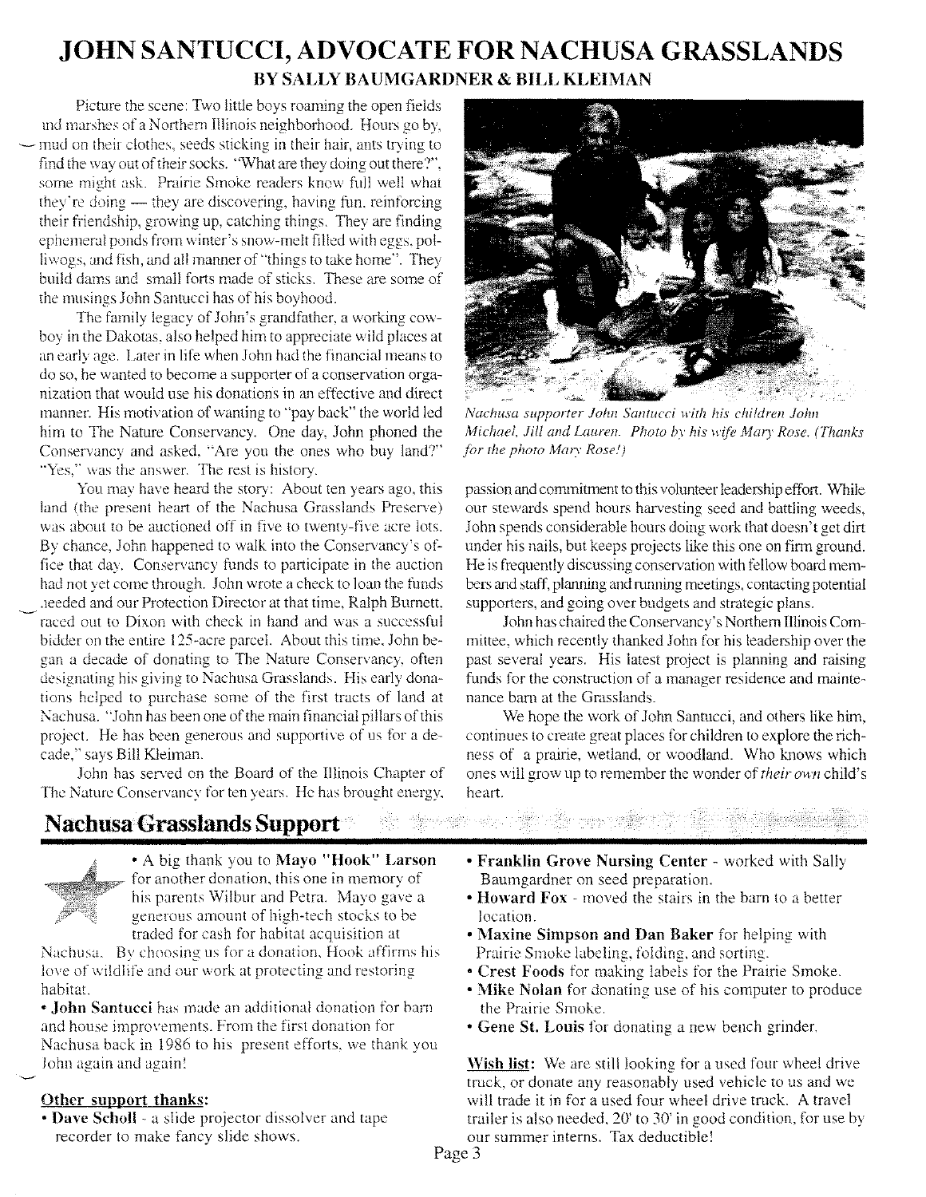# JOHN SANTUCCI, ADVOCATE FOR NACHUSA GRASSLANDS

**BY SALLY BAUMGARDNER & BILL KLEIMAN**

Picture the scene: Two little boys roaming the open fields and marshes of a Northern Illinois neighborhood. Hours go by, mud on their clothes, seeds sticking in their hair, ants trying to find the way out of their socks. "What are they doing out there?", some might ask. Prairie Smoke readers know full well what they're doing — they are discovering, having fun, reinforcing their friendship, growing up, catching things. They are finding ephemeral ponds from winter's snow-melt filled with eggs, polliwogs, and fish, and all manner of "things to take home". They build dams and small forts made of sticks. These are some of the musings John Santucci has of his boyhood.

The family legacy of John's grandfather, a working cowboy in the Dakotas, also helped him to appreciate wild places at an early age. Later in life when John had the financial means to do so, he wanted to become a supporter of a conservation organization that would use his donations in an effective and direct manner. His motivation of wanting to "pay back" the world led him to The Nature Conservancy. One day, John phoned the Conservancy and asked, "Are you the ones who buy land?" "Yes," was the answer. The rest is history.

You may have heard the story: About ten years ago, this land (the present heart of the Nachusa Grasslands Preserve) was about to be auctioned off in five to twenty-five acre lots. By chance, John happened to walk into the Conservancy's office that day. Conservancy funds to participate in the auction had not yet come through. John wrote a check to loan the funds needed and our Protection Director at that time, Ralph Burnett, raced out to Dixon with check in hand and was a successful bidder on the entire 125-acre parcel. About this time, John began a decade of donating to The Nature Conservancy, often designating his giving to Nachusa Grasslands. His early donations helped to purchase some of the first tracts of land at Nachusa. "John has been one of the main financial pillars of this project. He has been generous and supportive of us for a decade," says Bill Kleiman.

John has served on the Board of the Illinois Chapter of The Nature Conservancy for ten years. He has brought energy, passion and commitment to this volunteer leadership effort. While our stewards spend hours harvesting seed and battling weeds, John spends considerable hours doing work that doesn't get dirt under his nails, but keeps projects like this one on firm ground. He is frequently discussing conservation with fellow board members and staff, planning and running meetings, contacting potential supporters, and going over budgets and strategic plans.

*Nachusa supporter John Santucci with his children John Michael, Jill and Lauren. Photo by his wife Mary Rose. (Thanks for the photo Mary Rose!)*

John has chaired the Conservancy's Northern Illinois Committee, which recently thanked John for his leadership over the past several years. His latest project is planning and raising funds for the construction of a manager residence and maintenance barn at the Grasslands.

We hope the work of John Santucci, and others like him, continues to create great places for children to explore the richness of a prairie, wetland, or woodland. Who knows which ones will grow up to remember the wonder of *their own* child's heart.

## Nachusa Grasslands Support

- A big thank you to **Mayo "Hook" Larson** for another donation, this one in memory of his parents Wilbur and Petra. Mayo gave a generous amount of high-tech stocks to be traded for cash for habitat acquisition at Nachusa. By choosing us for a donation, Hook affirms his love of wildlife and our work at protecting and restoring habitat.
- **John Santucci** has made an additional donation for barn and house improvements. From the first donation for Nachusa back in 1986 to his present efforts, we thank you John again and again!

**Other support thanks:**

- **Dave Scholl** - a slide projector dissolver and tape recorder to make fancy slide shows.
- **Franklin Grove Nursing Center** - worked with Sally Baumgardner on seed preparation.
- **Howard Fox** - moved the stairs in the barn to a better location.
- **Maxine Simpson and Dan Baker** for helping with Prairie Smoke labeling, folding, and sorting.
- **Crest Foods** for making labels for the Prairie Smoke.
- **Mike Nolan** for donating use of his computer to produce the Prairie Smoke.
- **Gene St. Louis** for donating a new bench grinder.

**Wish list:** We are still looking for a used four wheel drive truck, or donate any reasonably used vehicle to us and we will trade it in for a used four wheel drive truck. A travel trailer is also needed, 20' to 30' in good condition, for use by our summer interns. Tax deductible!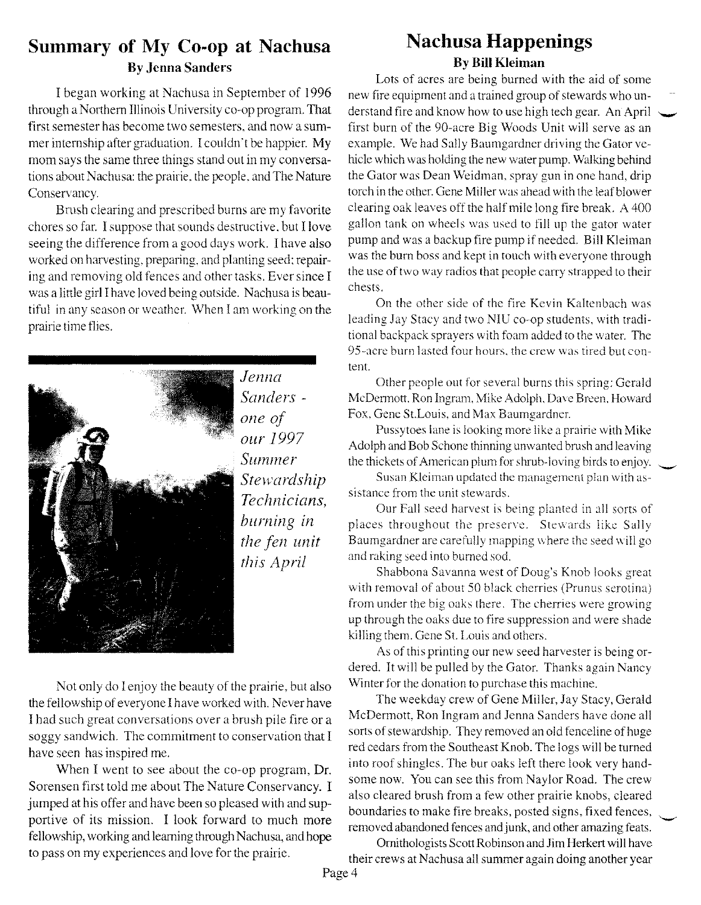## Summary of My Co-op at Nachusa

**By Jenna Sanders**

I began working at Nachusa in September of 1996 through a Northern Illinois University co-op program. That first semester has become two semesters, and now a summer internship after graduation. I couldn't be happier. My mom says the same three things stand out in my conversations about Nachusa: the prairie, the people, and The Nature Conservancy.

Brush clearing and prescribed burns are my favorite chores so far. I suppose that sounds destructive, but I love seeing the difference from a good days work. I have also worked on harvesting, preparing, and planting seed; repairing and removing old fences and other tasks. Ever since I was a little girl I have loved being outside. Nachusa is beautiful in any season or weather. When I am working on the prairie time flies.

*Jenna Sanders - one of our 1997 Summer Stewardship Technicians, burning in the fen unit this April*

Not only do I enjoy the beauty of the prairie, but also the fellowship of everyone I have worked with. Never have I had such great conversations over a brush pile fire or a soggy sandwich. The commitment to conservation that I have seen has inspired me.

When I went to see about the co-op program, Dr. Sorensen first told me about The Nature Conservancy. I jumped at his offer and have been so pleased with and supportive of its mission. I look forward to much more fellowship, working and learning through Nachusa, and hope to pass on my experiences and love for the prairie.

## Nachusa Happenings

**By Bill Kleiman**

Lots of acres are being burned with the aid of some new fire equipment and a trained group of stewards who understand fire and know how to use high tech gear. An April first burn of the 90-acre Big Woods Unit will serve as an example. We had Sally Baumgardner driving the Gator vehicle which was holding the new water pump. Walking behind the Gator was Dean Weidman, spray gun in one hand, drip torch in the other. Gene Miller was ahead with the leaf blower clearing oak leaves off the half mile long fire break. A 400 gallon tank on wheels was used to fill up the gator water pump and was a backup fire pump if needed. Bill Kleiman was the burn boss and kept in touch with everyone through the use of two way radios that people carry strapped to their chests.

On the other side of the fire Kevin Kaltenbach was leading Jay Stacy and two NIU co-op students, with traditional backpack sprayers with foam added to the water. The 95-acre burn lasted four hours, the crew was tired but content.

Other people out for several burns this spring: Gerald McDermott, Ron Ingram, Mike Adolph, Dave Breen, Howard Fox, Gene St.Louis, and Max Baumgardner.

Pussytoes lane is looking more like a prairie with Mike Adolph and Bob Schone thinning unwanted brush and leaving the thickets of American plum for shrub-loving birds to enjoy.

Susan Kleiman updated the management plan with assistance from the unit stewards.

Our Fall seed harvest is being planted in all sorts of places throughout the preserve. Stewards like Sally Baumgardner are carefully mapping where the seed will go and raking seed into burned sod.

Shabbona Savanna west of Doug's Knob looks great with removal of about 50 black cherries (Prunus serotina) from under the big oaks there. The cherries were growing up through the oaks due to fire suppression and were shade killing them. Gene St. Louis and others.

As of this printing our new seed harvester is being ordered. It will be pulled by the Gator. Thanks again Nancy Winter for the donation to purchase this machine.

The weekday crew of Gene Miller, Jay Stacy, Gerald McDermott, Ron Ingram and Jenna Sanders have done all sorts of stewardship. They removed an old fenceline of huge red cedars from the Southeast Knob. The logs will be turned into roof shingles. The bur oaks left there look very handsome now. You can see this from Naylor Road. The crew also cleared brush from a few other prairie knobs, cleared boundaries to make fire breaks, posted signs, fixed fences, removed abandoned fences and junk, and other amazing feats.

Ornithologists Scott Robinson and Jim Herkert will have their crews at Nachusa all summer again doing another year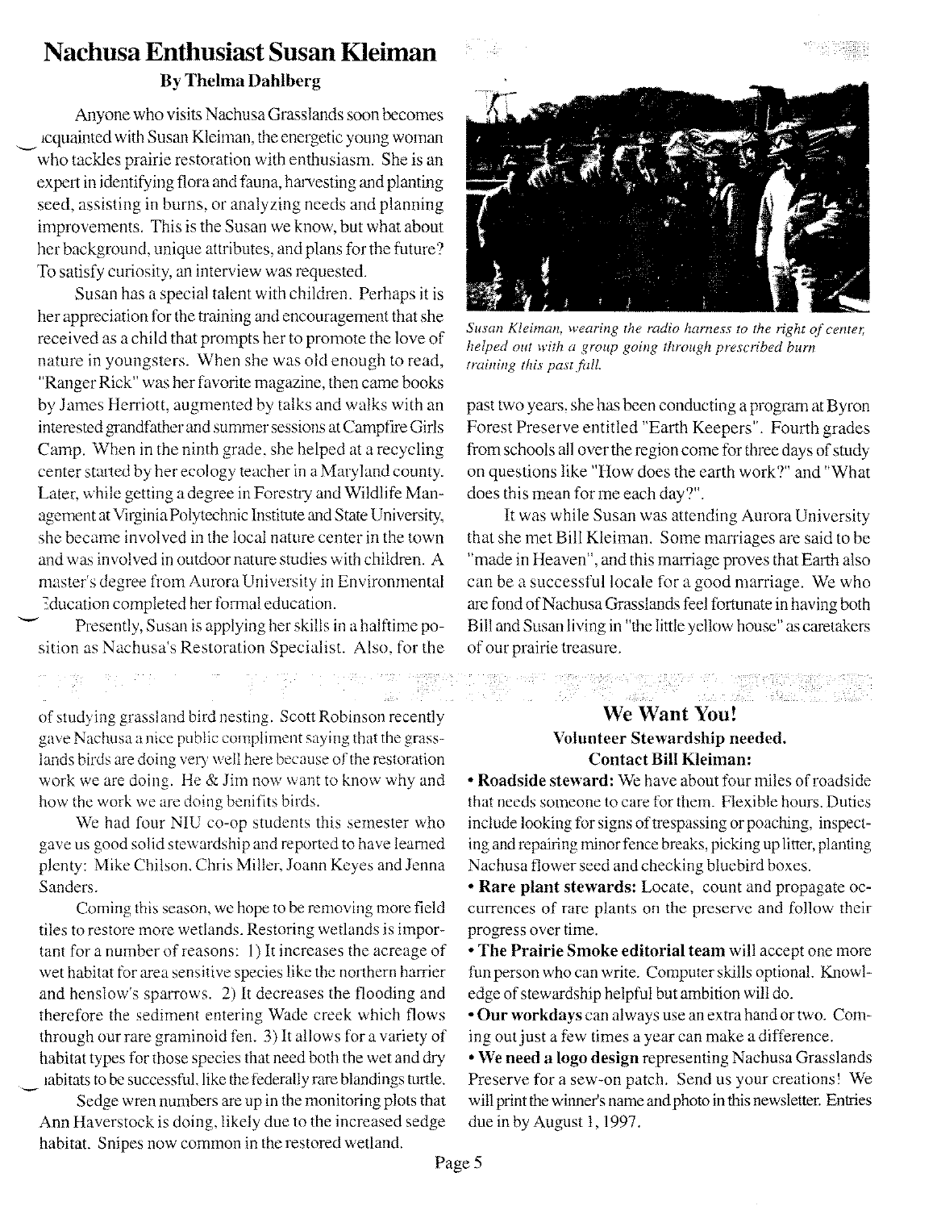## Nachusa Enthusiast Susan Kleiman

### By Thelma Dahlberg

Anyone who visits Nachusa Grasslands soon becomes acquainted with Susan Kleiman, the energetic young woman who tackles prairie restoration with enthusiasm. She is an expert in identifying flora and fauna, harvesting and planting seed, assisting in burns, or analyzing needs and planning improvements. This is the Susan we know, but what about her background, unique attributes, and plans for the future? To satisfy curiosity, an interview was requested.

Susan has a special talent with children. Perhaps it is her appreciation for the training and encouragement that she received as a child that prompts her to promote the love of nature in youngsters. When she was old enough to read, "Ranger Rick" was her favorite magazine, then came books by James Herriott, augmented by talks and walks with an interested grandfather and summer sessions at Campfire Girls Camp. When in the ninth grade, she helped at a recycling center started by her ecology teacher in a Maryland county. Later, while getting a degree in Forestry and Wildlife Management at Virginia Polytechnic Institute and State University, she became involved in the local nature center in the town and was involved in outdoor nature studies with children. A master's degree from Aurora University in Environmental Education completed her formal education.

Presently, Susan is applying her skills in a halftime position as Nachusa's Restoration Specialist. Also, for the past two years, she has been conducting a program at Byron Forest Preserve entitled "Earth Keepers". Fourth grades from schools all over the region come for three days of study on questions like "How does the earth work?" and "What does this mean for me each day?".

*Susan Kleiman, wearing the radio harness to the right of center, helped out with a group going through prescribed burn training this past fall.*

It was while Susan was attending Aurora University that she met Bill Kleiman. Some marriages are said to be "made in Heaven", and this marriage proves that Earth also can be a successful locale for a good marriage. We who are fond of Nachusa Grasslands feel fortunate in having both Bill and Susan living in "the little yellow house" as caretakers of our prairie treasure.

---

of studying grassland bird nesting. Scott Robinson recently gave Nachusa a nice public compliment saying that the grasslands birds are doing very well here because of the restoration work we are doing. He & Jim now want to know why and how the work we are doing benifits birds.

We had four NIU co-op students this semester who gave us good solid stewardship and reported to have learned plenty: Mike Chilson, Chris Miller, Joann Keyes and Jenna Sanders.

Coming this season, we hope to be removing more field tiles to restore more wetlands. Restoring wetlands is important for a number of reasons: 1) It increases the acreage of wet habitat for area sensitive species like the northern harrier and henslow's sparrows. 2) It decreases the flooding and therefore the sediment entering Wade creek which flows through our rare graminoid fen. 3) It allows for a variety of habitat types for those species that need both the wet and dry habitats to be successful, like the federally rare blandings turtle.

Sedge wren numbers are up in the monitoring plots that Ann Haverstock is doing, likely due to the increased sedge habitat. Snipes now common in the restored wetland.

## We Want You!

### Volunteer Stewardship needed. Contact Bill Kleiman:

- **Roadside steward:** We have about four miles of roadside that needs someone to care for them. Flexible hours. Duties include looking for signs of trespassing or poaching, inspecting and repairing minor fence breaks, picking up litter, planting Nachusa flower seed and checking bluebird boxes.
- **Rare plant stewards:** Locate, count and propagate occurrences of rare plants on the preserve and follow their progress over time.
- **The Prairie Smoke editorial team** will accept one more fun person who can write. Computer skills optional. Knowledge of stewardship helpful but ambition will do.
- **Our workdays** can always use an extra hand or two. Coming out just a few times a year can make a difference.
- **We need a logo design** representing Nachusa Grasslands Preserve for a sew-on patch. Send us your creations! We will print the winner's name and photo in this newsletter. Entries due in by August 1, 1997.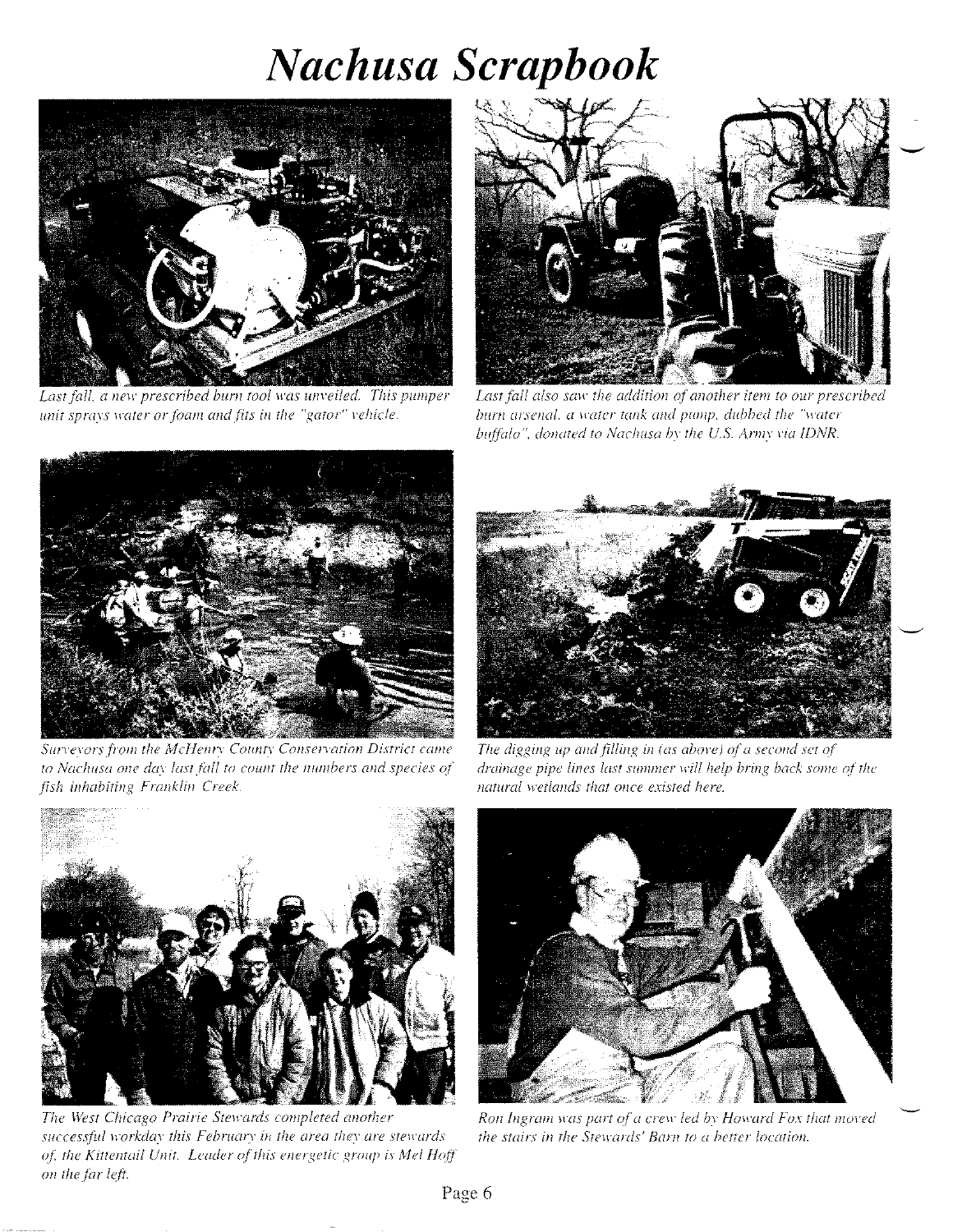# Nachusa Scrapbook

*Last fall, a new prescribed burn tool was unveiled. This pumper unit sprays water or foam and fits in the "gator" vehicle.*

*Last fall also saw the addition of another item to our prescribed burn arsenal, a water tank and pump, dubbed the "water buffalo", donated to Nachusa by the U.S. Army via IDNR.*

*Surveyors from the McHenry County Conservation District came to Nachusa one day last fall to count the numbers and species of fish inhabiting Franklin Creek.*

*The digging up and filling in (as above) of a second set of drainage pipe lines last summer will help bring back some of the natural wetlands that once existed here.*

*The West Chicago Prairie Stewards completed another successful workday this February in the area they are stewards of, the Kittentail Unit. Leader of this energetic group is Mel Hoff on the far left.*

*Ron Ingram was part of a crew led by Howard Fox that moved the stairs in the Stewards' Barn to a better location.*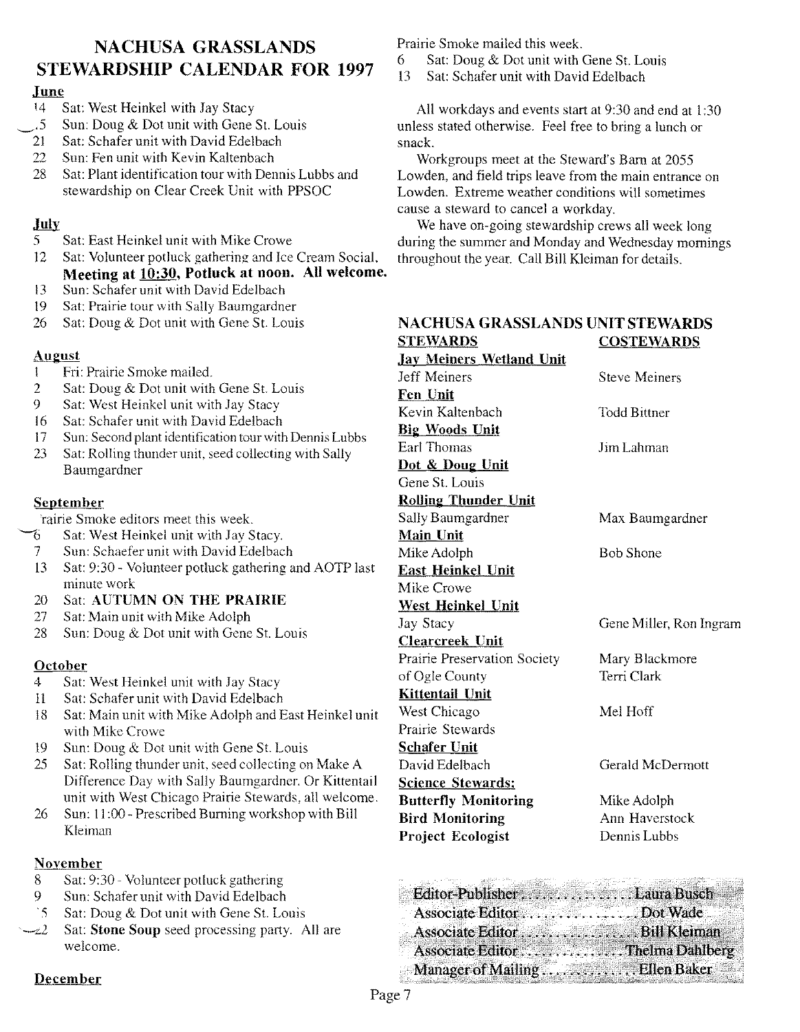# NACHUSA GRASSLANDS STEWARDSHIP CALENDAR FOR 1997

**June**

- 14 Sat: West Heinkel with Jay Stacy
- 15 Sun: Doug & Dot unit with Gene St. Louis
- 21 Sat: Schafer unit with David Edelbach
- 22 Sun: Fen unit with Kevin Kaltenbach
- 28 Sat: Plant identification tour with Dennis Lubbs and stewardship on Clear Creek Unit with PPSOC

**July**

- 5 Sat: East Heinkel unit with Mike Crowe
- 12 Sat: Volunteer potluck gathering and Ice Cream Social. **Meeting at 10:30, Potluck at noon. All welcome.**
- 13 Sun: Schafer unit with David Edelbach
- 19 Sat: Prairie tour with Sally Baumgardner
- 26 Sat: Doug & Dot unit with Gene St. Louis

**August**

- 1 Fri: Prairie Smoke mailed.
- 2 Sat: Doug & Dot unit with Gene St. Louis
- 9 Sat: West Heinkel unit with Jay Stacy
- 16 Sat: Schafer unit with David Edelbach
- 17 Sun: Second plant identification tour with Dennis Lubbs
- 23 Sat: Rolling thunder unit, seed collecting with Sally Baumgardner

**September**

Prairie Smoke editors meet this week.

- 6 Sat: West Heinkel unit with Jay Stacy.
- 7 Sun: Schaefer unit with David Edelbach
- 13 Sat: 9:30 - Volunteer potluck gathering and AOTP last minute work
- 20 Sat: **AUTUMN ON THE PRAIRIE**
- 27 Sat: Main unit with Mike Adolph
- 28 Sun: Doug & Dot unit with Gene St. Louis

**October**

- 4 Sat: West Heinkel unit with Jay Stacy
- 11 Sat: Schafer unit with David Edelbach
- 18 Sat: Main unit with Mike Adolph and East Heinkel unit with Mike Crowe
- 19 Sun: Doug & Dot unit with Gene St. Louis
- 25 Sat: Rolling thunder unit, seed collecting on Make A Difference Day with Sally Baumgardner. Or Kittentail unit with West Chicago Prairie Stewards, all welcome.
- 26 Sun: 11:00 - Prescribed Burning workshop with Bill Kleiman

**November**

- 8 Sat: 9:30 - Volunteer potluck gathering
- 9 Sun: Schafer unit with David Edelbach
- 15 Sat: Doug & Dot unit with Gene St. Louis
- 22 Sat: **Stone Soup** seed processing party. All are welcome.

**December**

Prairie Smoke mailed this week.

- 6 Sat: Doug & Dot unit with Gene St. Louis
- 13 Sat: Schafer unit with David Edelbach

All workdays and events start at 9:30 and end at 1:30 unless stated otherwise. Feel free to bring a lunch or snack.

Workgroups meet at the Steward's Barn at 2055 Lowden, and field trips leave from the main entrance on Lowden. Extreme weather conditions will sometimes cause a steward to cancel a workday.

We have on-going stewardship crews all week long during the summer and Monday and Wednesday mornings throughout the year. Call Bill Kleiman for details.

## NACHUSA GRASSLANDS UNIT STEWARDS

| STEWARDS | COSTEWARDS |
|---|---|
| **Jay Meiners Wetland Unit** | |
| Jeff Meiners | Steve Meiners |
| **Fen Unit** | |
| Kevin Kaltenbach | Todd Bittner |
| **Big Woods Unit** | |
| Earl Thomas | Jim Lahman |
| **Dot & Doug Unit** | |
| Gene St. Louis | |
| **Rolling Thunder Unit** | |
| Sally Baumgardner | Max Baumgardner |
| **Main Unit** | |
| Mike Adolph | Bob Shone |
| **East Heinkel Unit** | |
| Mike Crowe | |
| **West Heinkel Unit** | |
| Jay Stacy | Gene Miller, Ron Ingram |
| **Clearcreek Unit** | |
| Prairie Preservation Society of Ogle County | Mary Blackmore, Terri Clark |
| **Kittentail Unit** | |
| West Chicago Prairie Stewards | Mel Hoff |
| **Schafer Unit** | |
| David Edelbach | Gerald McDermott |
| **Science Stewards:** | |
| **Butterfly Monitoring** | Mike Adolph |
| **Bird Monitoring** | Ann Haverstock |
| **Project Ecologist** | Dennis Lubbs |

Editor-Publisher . . . . . . . . . . . . . . Laura Busch
Associate Editor . . . . . . . . . . . . . . Dot Wade
Associate Editor . . . . . . . . . . . . . . Bill Kleiman
Associate Editor . . . . . . . . . . . . . . Thelma Dahlberg
Manager of Mailing . . . . . . . . . . . . Ellen Baker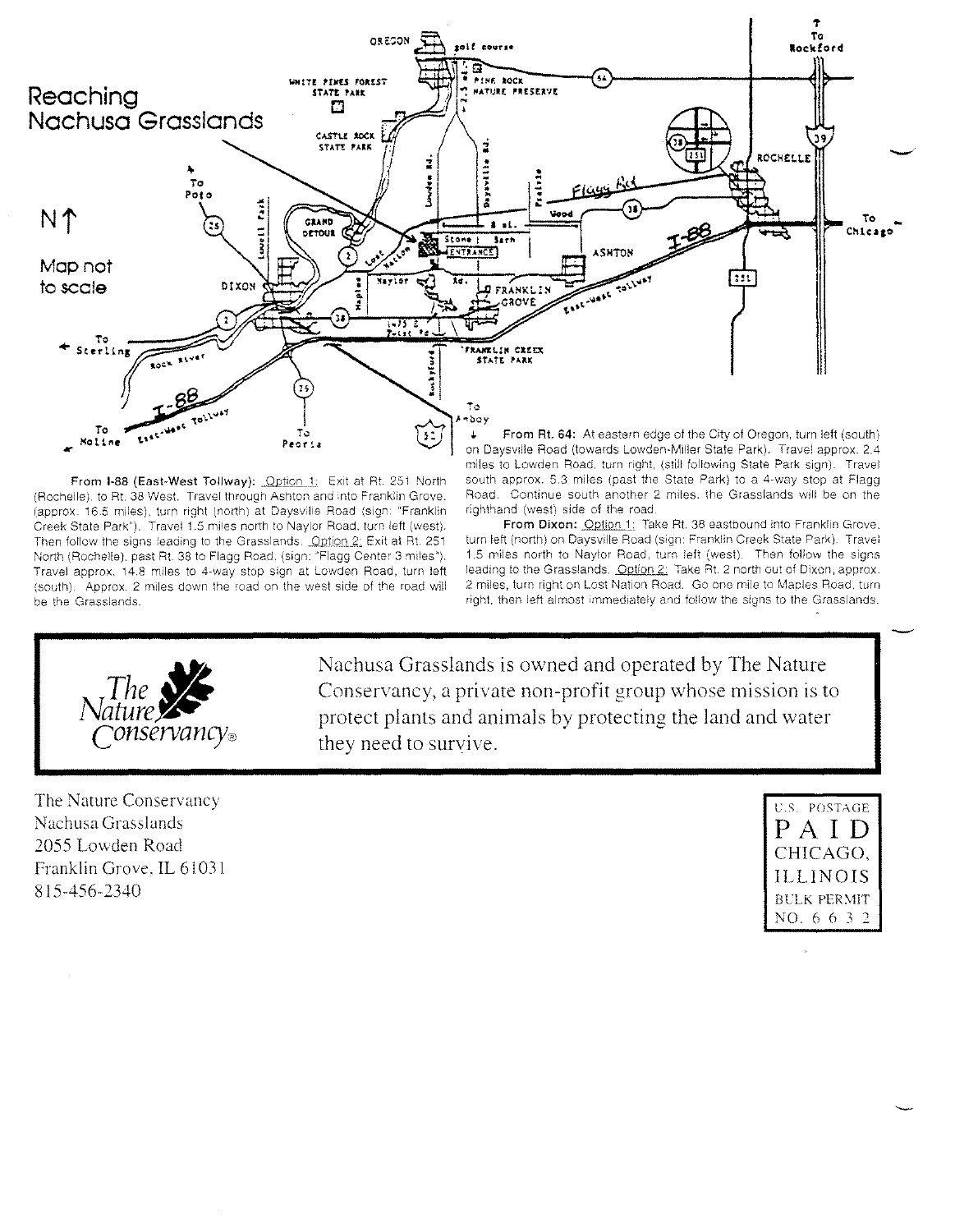# Reaching Nachusa Grasslands

N ↑

Map not to scale

OREGON
golf course
PINE ROCK NATURE PRESERVE
~2.5 mi.
WHITE PINES FOREST STATE PARK
CASTLE ROCK STATE PARK
Lowden Rd.
Daysville Rd.
Prairie
Flagg Rd
To Rockford
ROCHELLE
To Pole
To Chicago
GRAND DETOUR
Lowell Park
Lost Nation
2 mi.
Wood
Stone | Barn
ENTRANCE
ASHTON
I-88
DIXON
Naylor Rd.
Maples
FRANKLIN GROVE
East-West Tollway
To Sterling
Rock River
I-75 E
Twist Rd
FRANKLIN CREEK STATE PARK
Rocky Ford
I-88
East-West Tollway
To Moline
To Peoria
To Amboy

**From I-88 (East-West Tollway):** Option 1: Exit at Rt. 251 North (Rochelle), to Rt. 38 West. Travel through Ashton and into Franklin Grove, (approx. 16.5 miles), turn right (north) at Daysville Road (sign: "Franklin Creek State Park"). Travel 1.5 miles north to Naylor Road, turn left (west). Then follow the signs leading to the Grasslands. Option 2: Exit at Rt. 251 North (Rochelle), past Rt. 38 to Flagg Road, (sign: "Flagg Center 3 miles"). Travel approx. 14.8 miles to 4-way stop sign at Lowden Road, turn left (south). Approx. 2 miles down the road on the west side of the road will be the Grasslands.

**From Rt. 64:** At eastern edge of the City of Oregon, turn left (south) on Daysville Road (towards Lowden-Miller State Park). Travel approx. 2.4 miles to Lowden Road, turn right, (still following State Park sign). Travel south approx. 5.3 miles (past the State Park) to a 4-way stop at Flagg Road. Continue south another 2 miles, the Grasslands will be on the righthand (west) side of the road.

**From Dixon:** Option 1: Take Rt. 38 eastbound into Franklin Grove, turn left (north) on Daysville Road (sign: Franklin Creek State Park). Travel 1.5 miles north to Naylor Road, turn left (west). Then follow the signs leading to the Grasslands. Option 2: Take Rt. 2 north out of Dixon, approx. 2 miles, turn right on Lost Nation Road. Go one mile to Maples Road, turn right, then left almost immediately and follow the signs to the Grasslands.

The Nature Conservancy®

Nachusa Grasslands is owned and operated by The Nature Conservancy, a private non-profit group whose mission is to protect plants and animals by protecting the land and water they need to survive.

The Nature Conservancy
Nachusa Grasslands
2055 Lowden Road
Franklin Grove, IL 61031
815-456-2340

U.S. POSTAGE
PAID
CHICAGO, ILLINOIS
BULK PERMIT
NO. 6 6 3 2